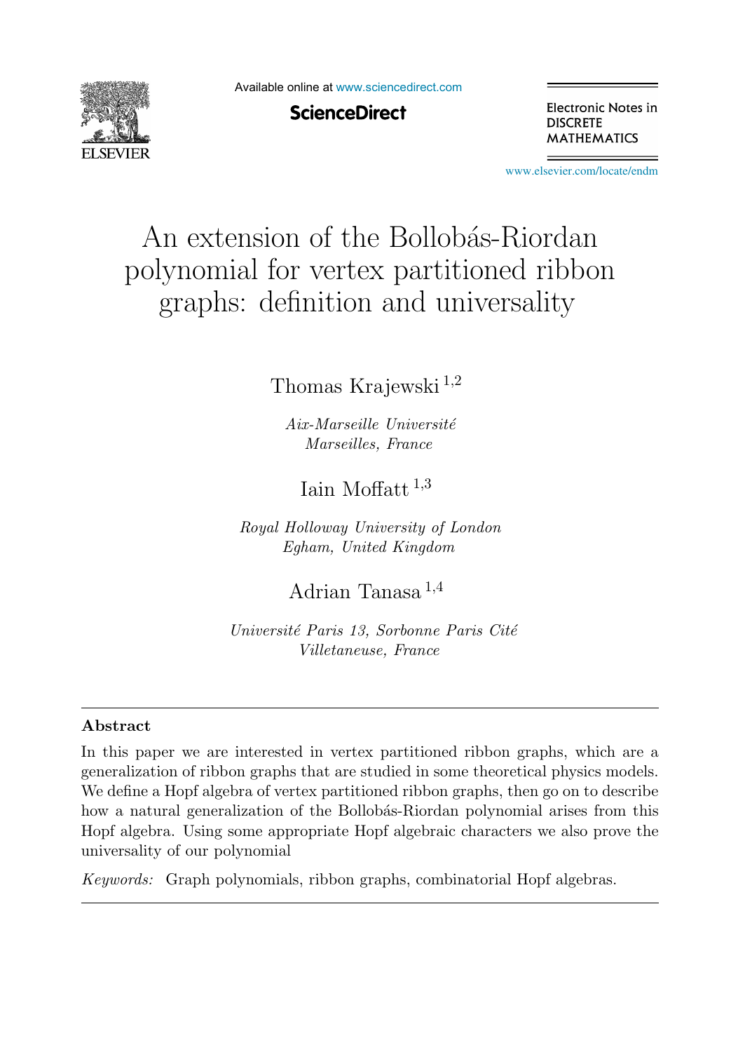# An extension of the Bollobás-Riordan polynomial for vertex partitioned ribbon graphs: definition and universality

Thomas Krajewski [1,2]

*Aix-Marseille Université*
*Marseilles, France*

Iain Moffatt [1,3]

*Royal Holloway University of London*
*Egham, United Kingdom*

Adrian Tanasa [1,4]

*Université Paris 13, Sorbonne Paris Cité*
*Villetaneuse, France*

---

## Abstract

In this paper we are interested in vertex partitioned ribbon graphs, which are a generalization of ribbon graphs that are studied in some theoretical physics models. We define a Hopf algebra of vertex partitioned ribbon graphs, then go on to describe how a natural generalization of the Bollobás-Riordan polynomial arises from this Hopf algebra. Using some appropriate Hopf algebraic characters we also prove the universality of our polynomial

*Keywords:* Graph polynomials, ribbon graphs, combinatorial Hopf algebras.

---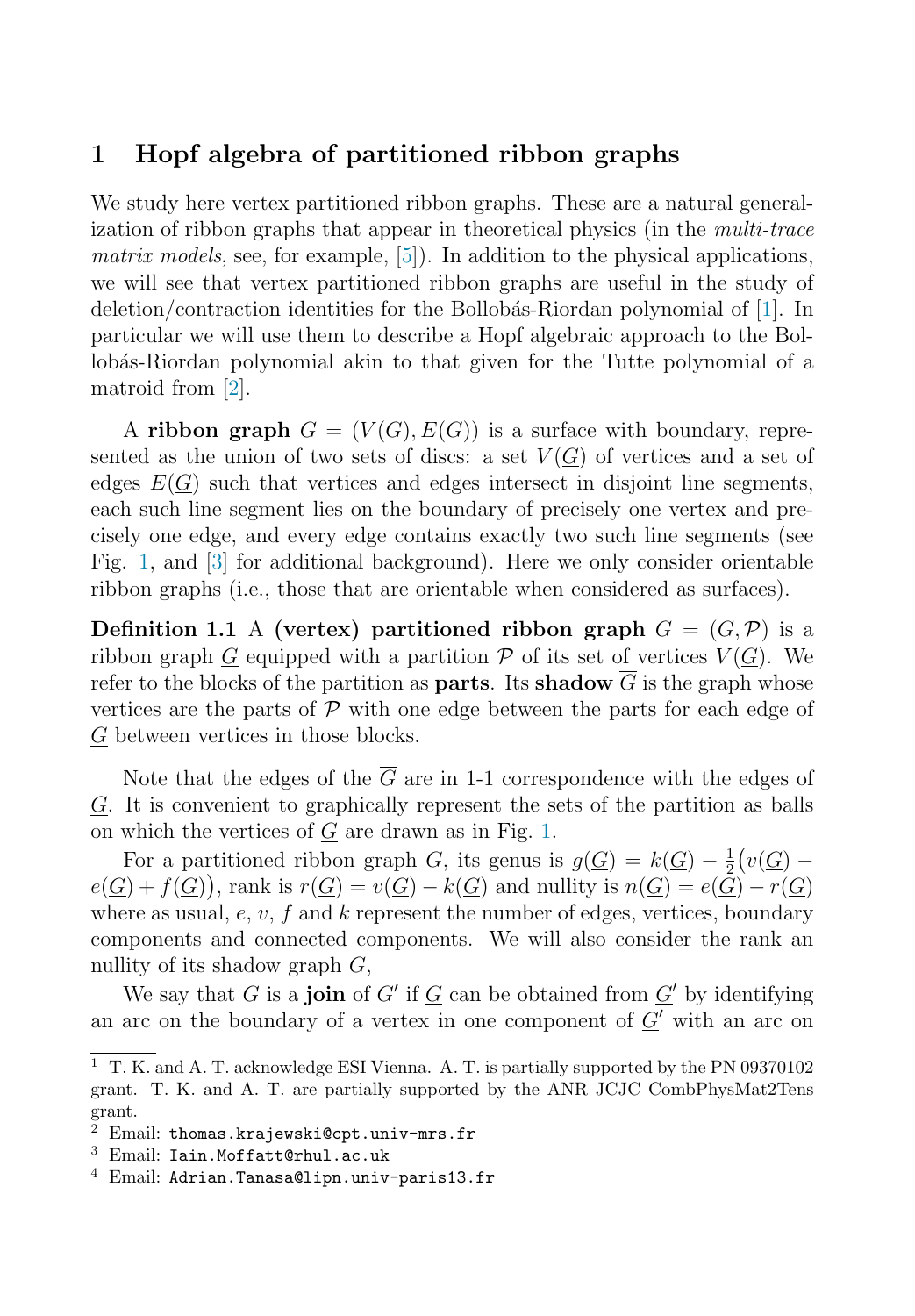# 1 Hopf algebra of partitioned ribbon graphs

We study here vertex partitioned ribbon graphs. These are a natural generalization of ribbon graphs that appear in theoretical physics (in the *multi-trace matrix models*, see, for example, [5]). In addition to the physical applications, we will see that vertex partitioned ribbon graphs are useful in the study of deletion/contraction identities for the Bollobás-Riordan polynomial of [1]. In particular we will use them to describe a Hopf algebraic approach to the Bollobás-Riordan polynomial akin to that given for the Tutte polynomial of a matroid from [2].

A **ribbon graph** $\underline{G} = (V(\underline{G}), E(\underline{G}))$ is a surface with boundary, represented as the union of two sets of discs: a set $V(\underline{G})$ of vertices and a set of edges $E(\underline{G})$ such that vertices and edges intersect in disjoint line segments, each such line segment lies on the boundary of precisely one vertex and precisely one edge, and every edge contains exactly two such line segments (see Fig. 1, and [3] for additional background). Here we only consider orientable ribbon graphs (i.e., those that are orientable when considered as surfaces).

**Definition 1.1** A **(vertex) partitioned ribbon graph** $G = (\underline{G}, \mathcal{P})$ is a ribbon graph $\underline{G}$ equipped with a partition $\mathcal{P}$ of its set of vertices $V(\underline{G})$. We refer to the blocks of the partition as **parts**. Its **shadow** $\overline{G}$ is the graph whose vertices are the parts of $\mathcal{P}$ with one edge between the parts for each edge of $\underline{G}$ between vertices in those blocks.

Note that the edges of the $\overline{G}$ are in 1-1 correspondence with the edges of $\underline{G}$. It is convenient to graphically represent the sets of the partition as balls on which the vertices of $\underline{G}$ are drawn as in Fig. 1.

For a partitioned ribbon graph $G$, its genus is $g(\underline{G}) = k(\underline{G}) - \frac{1}{2}\big(v(\underline{G}) - e(\underline{G}) + f(\underline{G})\big)$, rank is $r(\underline{G}) = v(\underline{G}) - k(\underline{G})$ and nullity is $n(\underline{G}) = e(\underline{G}) - r(\underline{G})$ where as usual, $e$, $v$, $f$ and $k$ represent the number of edges, vertices, boundary components and connected components. We will also consider the rank an nullity of its shadow graph $\overline{G}$,

We say that $G$ is a **join** of $G'$ if $\underline{G}$ can be obtained from $\underline{G}'$ by identifying an arc on the boundary of a vertex in one component of $\underline{G}'$ with an arc on

---

[1] T. K. and A. T. acknowledge ESI Vienna. A. T. is partially supported by the PN 09370102 grant. T. K. and A. T. are partially supported by the ANR JCJC CombPhysMat2Tens grant.

[2] Email: thomas.krajewski@cpt.univ-mrs.fr

[3] Email: Iain.Moffatt@rhul.ac.uk

[4] Email: Adrian.Tanasa@lipn.univ-paris13.fr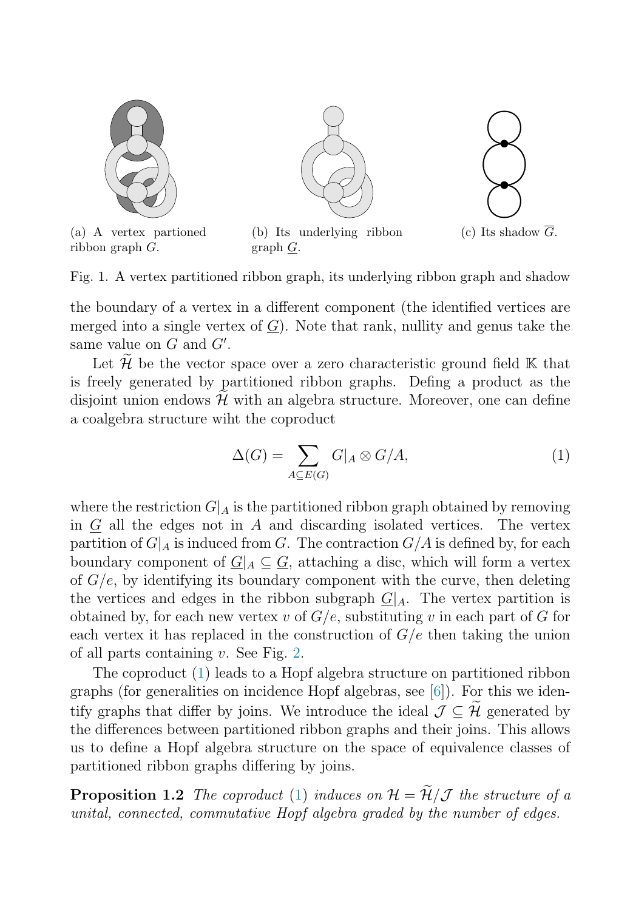(a) A vertex partioned ribbon graph $G$.

(b) Its underlying ribbon graph $\underline{G}$.

(c) Its shadow $\overline{G}$.

Fig. 1. A vertex partitioned ribbon graph, its underlying ribbon graph and shadow

the boundary of a vertex in a different component (the identified vertices are merged into a single vertex of $\underline{G}$). Note that rank, nullity and genus take the same value on $G$ and $G'$.

Let $\widetilde{\mathcal{H}}$ be the vector space over a zero characteristic ground field $\mathbb{K}$ that is freely generated by partitioned ribbon graphs. Defing a product as the disjoint union endows $\widetilde{\mathcal{H}}$ with an algebra structure. Moreover, one can define a coalgebra structure wiht the coproduct

$$\Delta(G) = \sum_{A \subseteq E(G)} G|_A \otimes G/A, \tag{1}$$

where the restriction $G|_A$ is the partitioned ribbon graph obtained by removing in $\underline{G}$ all the edges not in $A$ and discarding isolated vertices. The vertex partition of $G|_A$ is induced from $G$. The contraction $G/A$ is defined by, for each boundary component of $\underline{G}|_A \subseteq \underline{G}$, attaching a disc, which will form a vertex of $G/e$, by identifying its boundary component with the curve, then deleting the vertices and edges in the ribbon subgraph $\underline{G}|_A$. The vertex partition is obtained by, for each new vertex $v$ of $G/e$, substituting $v$ in each part of $G$ for each vertex it has replaced in the construction of $G/e$ then taking the union of all parts containing $v$. See Fig. 2.

The coproduct (1) leads to a Hopf algebra structure on partitioned ribbon graphs (for generalities on incidence Hopf algebras, see [6]). For this we identify graphs that differ by joins. We introduce the ideal $\mathcal{J} \subseteq \widetilde{\mathcal{H}}$ generated by the differences between partitioned ribbon graphs and their joins. This allows us to define a Hopf algebra structure on the space of equivalence classes of partitioned ribbon graphs differing by joins.

**Proposition 1.2** *The coproduct (1) induces on $\mathcal{H} = \widetilde{\mathcal{H}}/\mathcal{J}$ the structure of a unital, connected, commutative Hopf algebra graded by the number of edges.*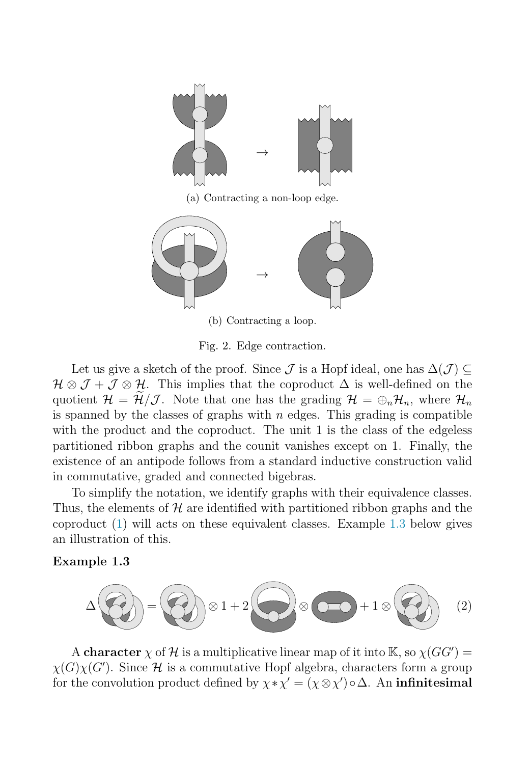(a) Contracting a non-loop edge.

(b) Contracting a loop.

Fig. 2. Edge contraction.

Let us give a sketch of the proof. Since $\mathcal{J}$ is a Hopf ideal, one has $\Delta(\mathcal{J}) \subseteq \mathcal{H} \otimes \mathcal{J} + \mathcal{J} \otimes \mathcal{H}$. This implies that the coproduct $\Delta$ is well-defined on the quotient $\mathcal{H} = \widetilde{\mathcal{H}}/\mathcal{J}$. Note that one has the grading $\mathcal{H} = \oplus_n \mathcal{H}_n$, where $\mathcal{H}_n$ is spanned by the classes of graphs with $n$ edges. This grading is compatible with the product and the coproduct. The unit 1 is the class of the edgeless partitioned ribbon graphs and the counit vanishes except on 1. Finally, the existence of an antipode follows from a standard inductive construction valid in commutative, graded and connected bigebras.

To simplify the notation, we identify graphs with their equivalence classes. Thus, the elements of $\mathcal{H}$ are identified with partitioned ribbon graphs and the coproduct (1) will acts on these equivalent classes. Example 1.3 below gives an illustration of this.

**Example 1.3**

$$\Delta G = G \otimes 1 + 2\, G_1 \otimes G_2 + 1 \otimes G \qquad (2)$$

A **character** $\chi$ of $\mathcal{H}$ is a multiplicative linear map of it into $\mathbb{K}$, so $\chi(GG') = \chi(G)\chi(G')$. Since $\mathcal{H}$ is a commutative Hopf algebra, characters form a group for the convolution product defined by $\chi * \chi' = (\chi \otimes \chi') \circ \Delta$. An **infinitesimal**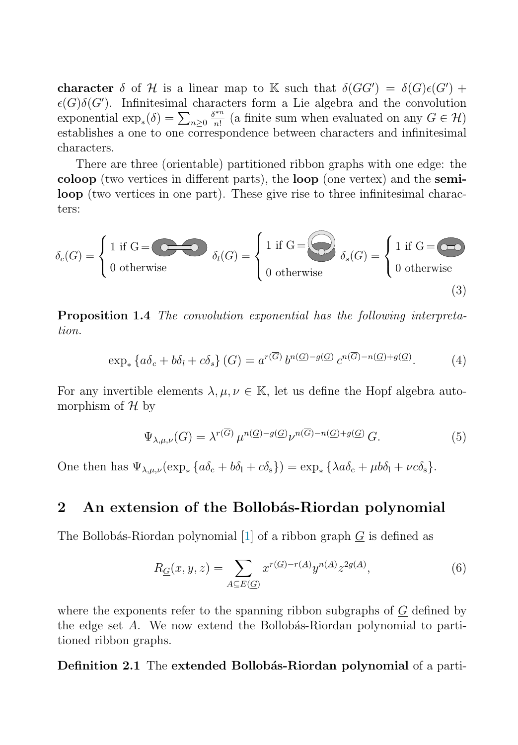**character** $\delta$ of $\mathcal{H}$ is a linear map to $\mathbb{K}$ such that $\delta(GG') = \delta(G)\epsilon(G') + \epsilon(G)\delta(G')$. Infinitesimal characters form a Lie algebra and the convolution exponential $\exp_*(\delta) = \sum_{n\geq 0} \frac{\delta^{*n}}{n!}$ (a finite sum when evaluated on any $G \in \mathcal{H}$) establishes a one to one correspondence between characters and infinitesimal characters.

There are three (orientable) partitioned ribbon graphs with one edge: the **coloop** (two vertices in different parts), the **loop** (one vertex) and the **semi-loop** (two vertices in one part). These give rise to three infinitesimal characters:

$$\delta_c(G) = \begin{cases} 1 \text{ if G} = \text{[coloop]} \\ 0 \text{ otherwise} \end{cases} \quad \delta_l(G) = \begin{cases} 1 \text{ if G} = \text{[loop]} \\ 0 \text{ otherwise} \end{cases} \quad \delta_s(G) = \begin{cases} 1 \text{ if G} = \text{[semi-loop]} \\ 0 \text{ otherwise} \end{cases} \tag{3}$$

**Proposition 1.4** *The convolution exponential has the following interpretation.*

$$\exp_* \{a\delta_c + b\delta_l + c\delta_s\}(G) = a^{r(\overline{G})}\, b^{n(\underline{G})-g(\underline{G})}\, c^{n(\overline{G})-n(\underline{G})+g(\underline{G})}. \tag{4}$$

For any invertible elements $\lambda, \mu, \nu \in \mathbb{K}$, let us define the Hopf algebra automorphism of $\mathcal{H}$ by

$$\Psi_{\lambda,\mu,\nu}(G) = \lambda^{r(\overline{G})}\, \mu^{n(\underline{G})-g(\underline{G})} \nu^{n(\overline{G})-n(\underline{G})+g(\underline{G})}\, G. \tag{5}$$

One then has $\Psi_{\lambda,\mu,\nu}(\exp_* \{a\delta_{\rm c} + b\delta_{\rm l} + c\delta_{\rm s}\}) = \exp_* \{\lambda a\delta_{\rm c} + \mu b\delta_{\rm l} + \nu c\delta_{\rm s}\}$.

## 2 An extension of the Bollobás-Riordan polynomial

The Bollobás-Riordan polynomial [1] of a ribbon graph $\underline{G}$ is defined as

$$R_{\underline{G}}(x, y, z) = \sum_{A\subseteq E(\underline{G})} x^{r(\underline{G})-r(\underline{A})} y^{n(\underline{A})} z^{2g(\underline{A})}, \tag{6}$$

where the exponents refer to the spanning ribbon subgraphs of $\underline{G}$ defined by the edge set $A$. We now extend the Bollobás-Riordan polynomial to partitioned ribbon graphs.

**Definition 2.1** The **extended Bollobás-Riordan polynomial** of a parti-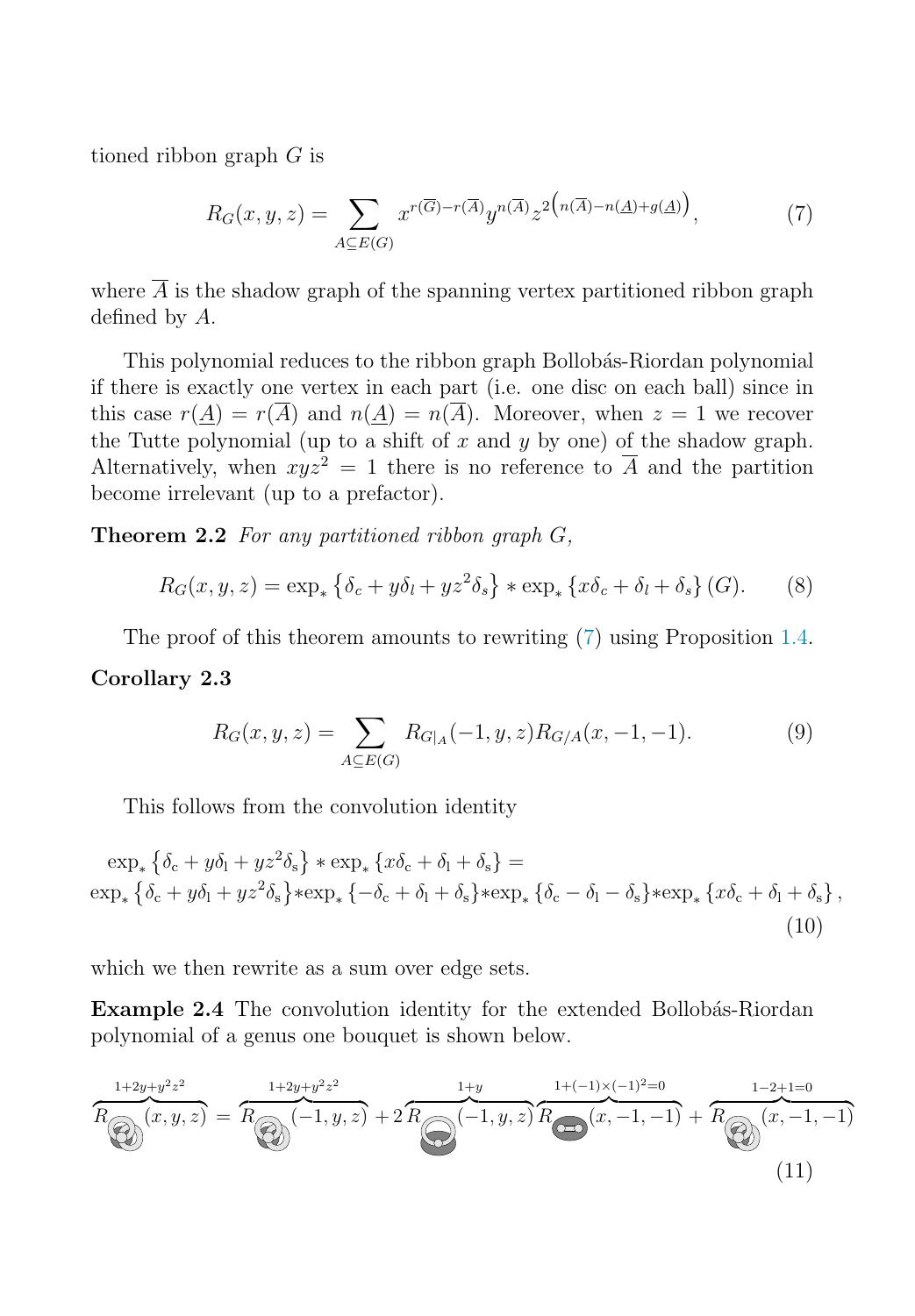tioned ribbon graph $G$ is

$$R_G(x, y, z) = \sum_{A \subseteq E(G)} x^{r(\overline{G}) - r(\overline{A})} y^{n(\overline{A})} z^{2\left(n(\overline{A}) - n(\underline{A}) + g(\underline{A})\right)}, \tag{7}$$

where $\overline{A}$ is the shadow graph of the spanning vertex partitioned ribbon graph defined by $A$.

This polynomial reduces to the ribbon graph Bollobás-Riordan polynomial if there is exactly one vertex in each part (i.e. one disc on each ball) since in this case $r(\underline{A}) = r(\overline{A})$ and $n(\underline{A}) = n(\overline{A})$. Moreover, when $z = 1$ we recover the Tutte polynomial (up to a shift of $x$ and $y$ by one) of the shadow graph. Alternatively, when $xyz^2 = 1$ there is no reference to $\overline{A}$ and the partition become irrelevant (up to a prefactor).

**Theorem 2.2** *For any partitioned ribbon graph $G$,*

$$R_G(x, y, z) = \exp_* \left\{\delta_c + y\delta_l + yz^2\delta_s\right\} * \exp_* \left\{x\delta_c + \delta_l + \delta_s\right\}(G). \tag{8}$$

The proof of this theorem amounts to rewriting (7) using Proposition 1.4.

**Corollary 2.3**

$$R_G(x, y, z) = \sum_{A \subseteq E(G)} R_{G|_A}(-1, y, z) R_{G/A}(x, -1, -1). \tag{9}$$

This follows from the convolution identity

$$\begin{aligned} &\exp_* \left\{\delta_c + y\delta_l + yz^2\delta_s\right\} * \exp_* \left\{x\delta_c + \delta_l + \delta_s\right\} = \\ &\exp_* \left\{\delta_c + y\delta_l + yz^2\delta_s\right\} * \exp_* \left\{-\delta_c + \delta_l + \delta_s\right\} * \exp_* \left\{\delta_c - \delta_l - \delta_s\right\} * \exp_* \left\{x\delta_c + \delta_l + \delta_s\right\}, \end{aligned} \tag{10}$$

which we then rewrite as a sum over edge sets.

**Example 2.4** The convolution identity for the extended Bollobás-Riordan polynomial of a genus one bouquet is shown below.

$$\overbrace{R_{\bullet}(x, y, z)}^{1+2y+y^2z^2} = \overbrace{R_{\bullet}(-1, y, z)}^{1+2y+y^2z^2} + 2\overbrace{R_{\bullet}(-1, y, z)}^{1+y}\overbrace{R_{\bullet}(x, -1, -1)}^{1+(-1)\times(-1)^2=0} + \overbrace{R_{\bullet}(x, -1, -1)}^{1-2+1=0} \tag{11}$$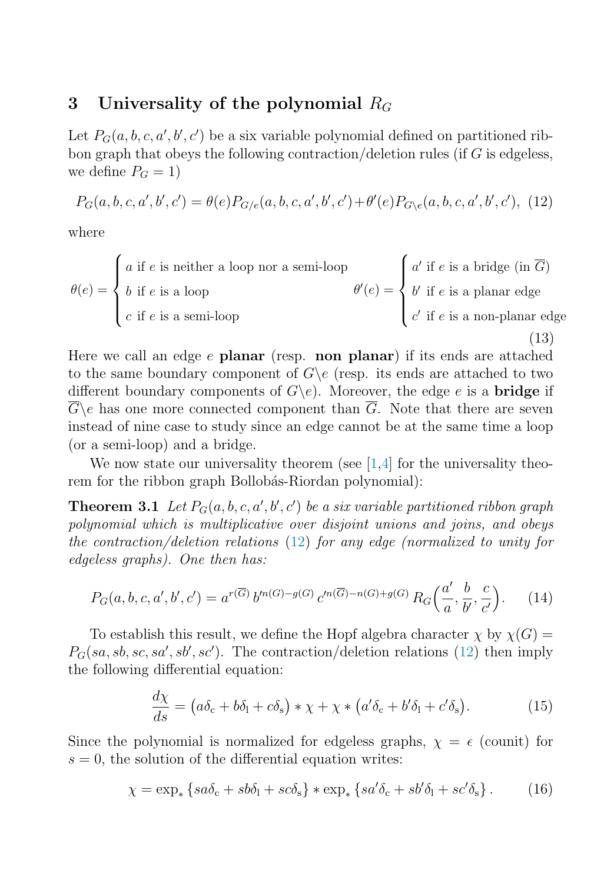## 3 Universality of the polynomial $R_G$

Let $P_G(a, b, c, a', b', c')$ be a six variable polynomial defined on partitioned ribbon graph that obeys the following contraction/deletion rules (if $G$ is edgeless, we define $P_G = 1$)

$$P_G(a, b, c, a', b', c') = \theta(e) P_{G/e}(a, b, c, a', b', c') + \theta'(e) P_{G\backslash e}(a, b, c, a', b', c'), \quad (12)$$

where

$$\theta(e) = \begin{cases} a \text{ if } e \text{ is neither a loop nor a semi-loop} \\ b \text{ if } e \text{ is a loop} \\ c \text{ if } e \text{ is a semi-loop} \end{cases} \qquad \theta'(e) = \begin{cases} a' \text{ if } e \text{ is a bridge (in } \overline{G}) \\ b' \text{ if } e \text{ is a planar edge} \\ c' \text{ if } e \text{ is a non-planar edge} \end{cases} \quad (13)$$

Here we call an edge $e$ **planar** (resp. **non planar**) if its ends are attached to the same boundary component of $G\backslash e$ (resp. its ends are attached to two different boundary components of $G\backslash e$). Moreover, the edge $e$ is a **bridge** if $\overline{G}\backslash e$ has one more connected component than $\overline{G}$. Note that there are seven instead of nine case to study since an edge cannot be at the same time a loop (or a semi-loop) and a bridge.

We now state our universality theorem (see [1,4] for the universality theorem for the ribbon graph Bollobás-Riordan polynomial):

**Theorem 3.1** *Let $P_G(a, b, c, a', b', c')$ be a six variable partitioned ribbon graph polynomial which is multiplicative over disjoint unions and joins, and obeys the contraction/deletion relations (12) for any edge (normalized to unity for edgeless graphs). One then has:*

$$P_G(a, b, c, a', b', c') = a^{r(\overline{G})}\, b'^{n(G)-g(G)}\, c'^{n(\overline{G})-n(G)+g(G)}\, R_G\Big(\frac{a'}{a}, \frac{b}{b'}, \frac{c}{c'}\Big). \quad (14)$$

To establish this result, we define the Hopf algebra character $\chi$ by $\chi(G) = P_G(sa, sb, sc, sa', sb', sc')$. The contraction/deletion relations (12) then imply the following differential equation:

$$\frac{d\chi}{ds} = \big(a\delta_{\rm c} + b\delta_{\rm l} + c\delta_{\rm s}\big) * \chi + \chi * \big(a'\delta_{\rm c} + b'\delta_{\rm l} + c'\delta_{\rm s}\big). \quad (15)$$

Since the polynomial is normalized for edgeless graphs, $\chi = \epsilon$ (counit) for $s = 0$, the solution of the differential equation writes:

$$\chi = \exp_* \{sa\delta_{\rm c} + sb\delta_{\rm l} + sc\delta_{\rm s}\} * \exp_* \{sa'\delta_{\rm c} + sb'\delta_{\rm l} + sc'\delta_{\rm s}\}\,. \quad (16)$$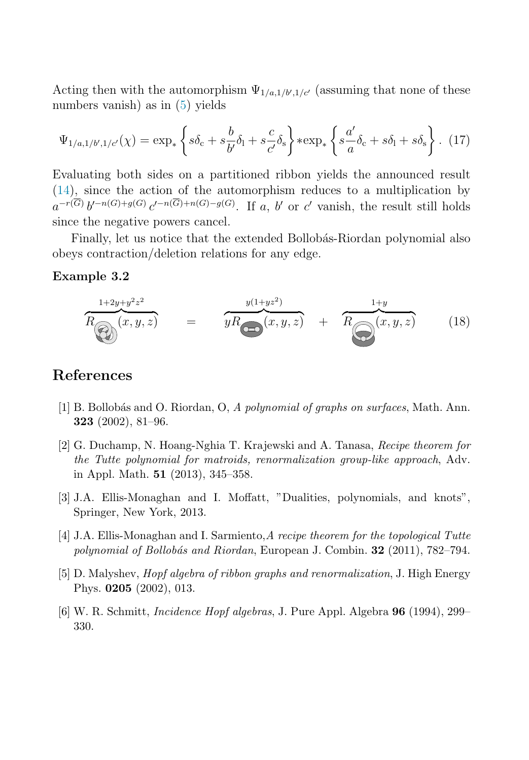Acting then with the automorphism $\Psi_{1/a,1/b',1/c'}$ (assuming that none of these numbers vanish) as in (5) yields

$$\Psi_{1/a,1/b',1/c'}(\chi) = \exp_* \left\{ s\delta_{\mathrm{c}} + s\frac{b}{b'}\delta_{\mathrm{l}} + s\frac{c}{c'}\delta_{\mathrm{s}} \right\} * \exp_* \left\{ s\frac{a'}{a}\delta_{\mathrm{c}} + s\delta_{\mathrm{l}} + s\delta_{\mathrm{s}} \right\}. \quad (17)$$

Evaluating both sides on a partitioned ribbon yields the announced result (14), since the action of the automorphism reduces to a multiplication by $a^{-r(\overline{G})}\, b'^{-n(G)+g(G)}\, c'^{-n(\overline{G})+n(G)-g(G)}$. If $a$, $b'$ or $c'$ vanish, the result still holds since the negative powers cancel.

Finally, let us notice that the extended Bollobás-Riordan polynomial also obeys contraction/deletion relations for any edge.

**Example 3.2**

$$\overbrace{R_{G}(x,y,z)}^{1+2y+y^2z^2} \quad = \quad \overbrace{yR_{G/e}(x,y,z)}^{y(1+yz^2)} \quad + \quad \overbrace{R_{G-e}(x,y,z)}^{1+y} \qquad (18)$$

## References

[1] B. Bollobás and O. Riordan, O, *A polynomial of graphs on surfaces*, Math. Ann. **323** (2002), 81–96.

[2] G. Duchamp, N. Hoang-Nghia T. Krajewski and A. Tanasa, *Recipe theorem for the Tutte polynomial for matroids, renormalization group-like approach*, Adv. in Appl. Math. **51** (2013), 345–358.

[3] J.A. Ellis-Monaghan and I. Moffatt, "Dualities, polynomials, and knots", Springer, New York, 2013.

[4] J.A. Ellis-Monaghan and I. Sarmiento, *A recipe theorem for the topological Tutte polynomial of Bollobás and Riordan*, European J. Combin. **32** (2011), 782–794.

[5] D. Malyshev, *Hopf algebra of ribbon graphs and renormalization*, J. High Energy Phys. **0205** (2002), 013.

[6] W. R. Schmitt, *Incidence Hopf algebras*, J. Pure Appl. Algebra **96** (1994), 299–330.